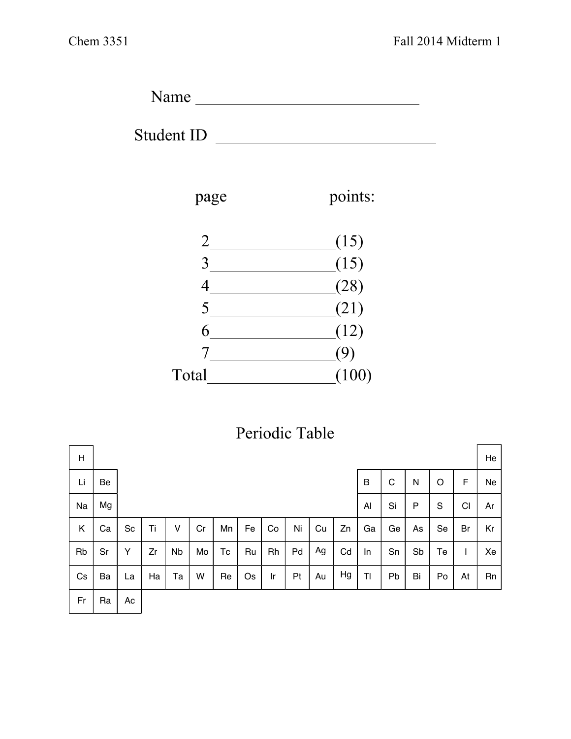Name ____________________________

Student ID ____________________________

| page | points: |
| --- | --- |
| 2 | (15) |
| 3 | (15) |
| 4 | (28) |
| 5 | (21) |
| 6 | (12) |
| 7 | (9) |
| Total | (100) |

## Periodic Table

| 1 | 2 | 3 | 4 | 5 | 6 | 7 | 8 | 9 | 10 | 11 | 12 | 13 | 14 | 15 | 16 | 17 | 18 |
| --- | --- | --- | --- | --- | --- | --- | --- | --- | --- | --- | --- | --- | --- | --- | --- | --- | --- |
| H | | | | | | | | | | | | | | | | | He |
| Li | Be | | | | | | | | | | | B | C | N | O | F | Ne |
| Na | Mg | | | | | | | | | | | Al | Si | P | S | Cl | Ar |
| K | Ca | Sc | Ti | V | Cr | Mn | Fe | Co | Ni | Cu | Zn | Ga | Ge | As | Se | Br | Kr |
| Rb | Sr | Y | Zr | Nb | Mo | Tc | Ru | Rh | Pd | Ag | Cd | In | Sn | Sb | Te | I | Xe |
| Cs | Ba | La | Ha | Ta | W | Re | Os | Ir | Pt | Au | Hg | Tl | Pb | Bi | Po | At | Rn |
| Fr | Ra | Ac | | | | | | | | | | | | | | | |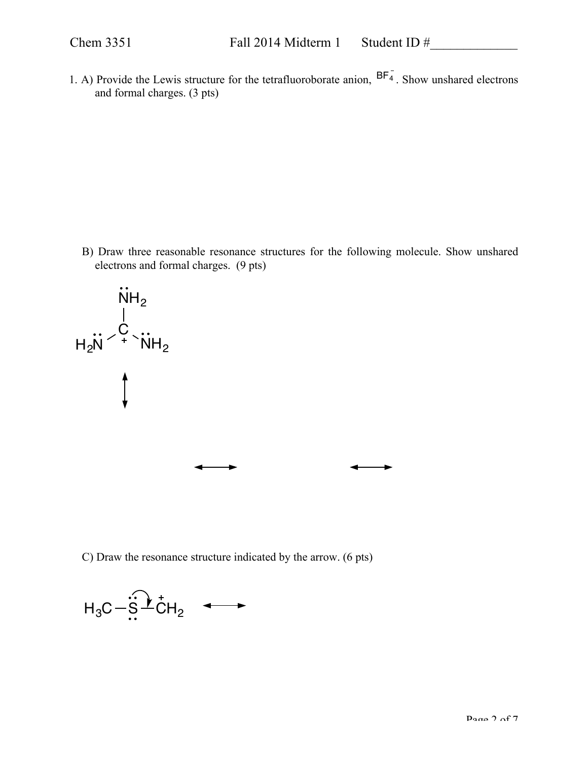1. A) Provide the Lewis structure for the tetrafluoroborate anion, $BF_4^-$. Show unshared electrons and formal charges. (3 pts)

B) Draw three reasonable resonance structures for the following molecule. Show unshared electrons and formal charges. (9 pts)

C) Draw the resonance structure indicated by the arrow. (6 pts)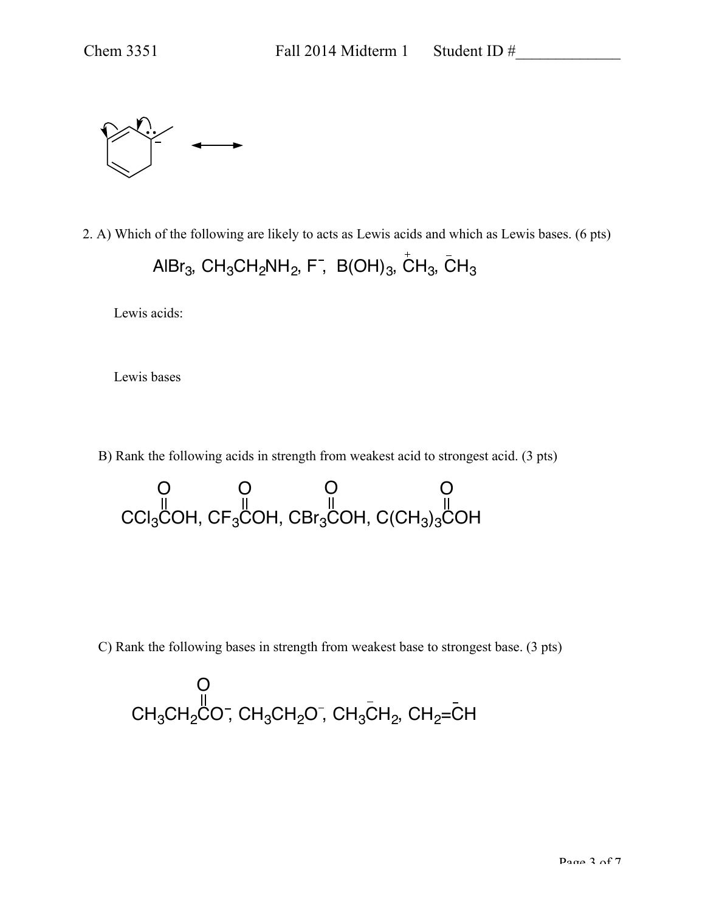2. A) Which of the following are likely to acts as Lewis acids and which as Lewis bases. (6 pts)

$$AlBr_3,\ CH_3CH_2NH_2,\ F^-,\ B(OH)_3,\ \overset{+}{C}H_3,\ \overset{-}{C}H_3$$

Lewis acids:

Lewis bases

B) Rank the following acids in strength from weakest acid to strongest acid. (3 pts)

$$CCl_3\overset{O}{\overset{\|}{C}}OH,\ CF_3\overset{O}{\overset{\|}{C}}OH,\ CBr_3\overset{O}{\overset{\|}{C}}OH,\ C(CH_3)_3\overset{O}{\overset{\|}{C}}OH$$

C) Rank the following bases in strength from weakest base to strongest base. (3 pts)

$$CH_3CH_2\overset{O}{\overset{\|}{C}}O^-,\ CH_3CH_2O^-,\ CH_3\overset{-}{C}H_2,\ CH_2{=}\overset{-}{C}H$$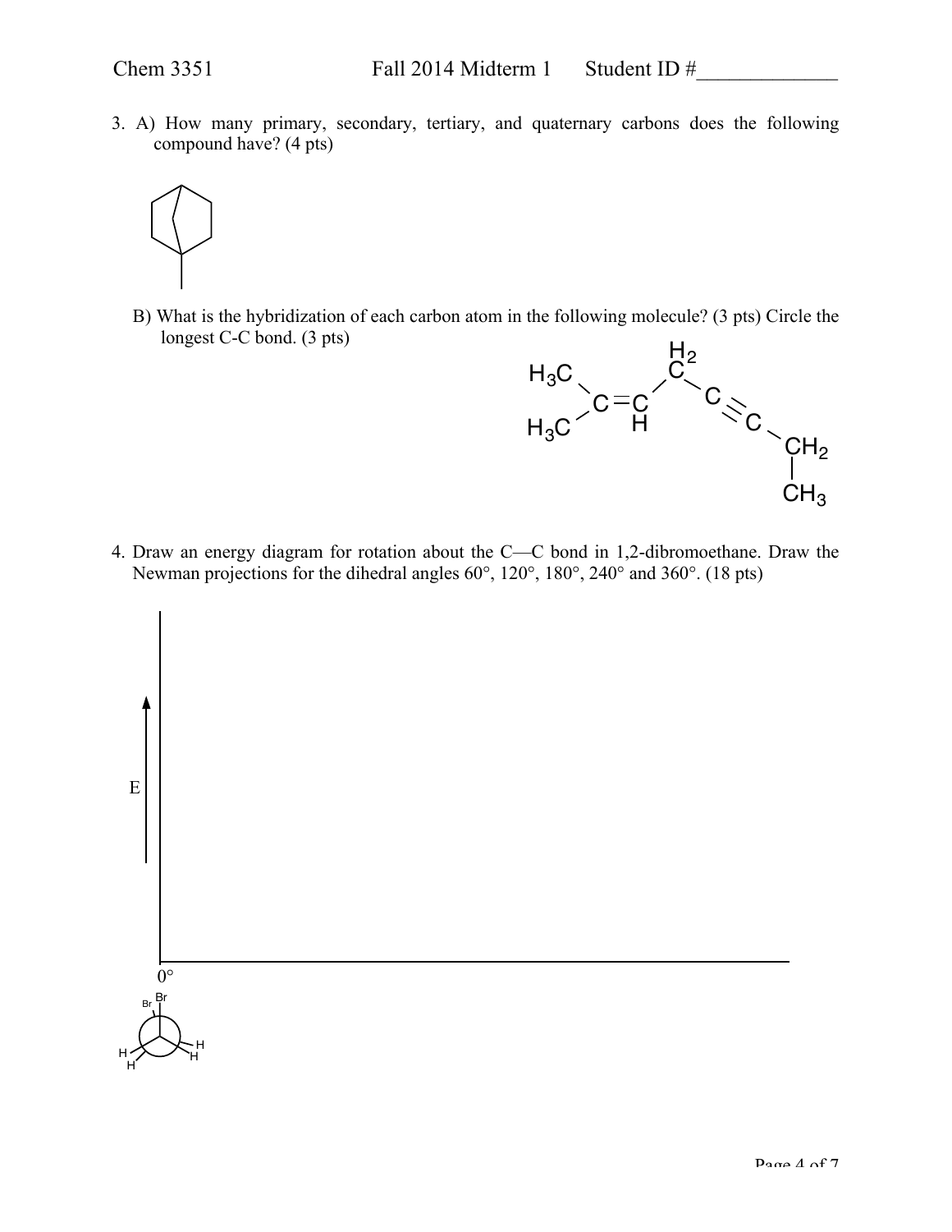3. A) How many primary, secondary, tertiary, and quaternary carbons does the following compound have? (4 pts)

B) What is the hybridization of each carbon atom in the following molecule? (3 pts) Circle the longest C-C bond. (3 pts)

4. Draw an energy diagram for rotation about the C—C bond in 1,2-dibromoethane. Draw the Newman projections for the dihedral angles 60°, 120°, 180°, 240° and 360°. (18 pts)

E

0°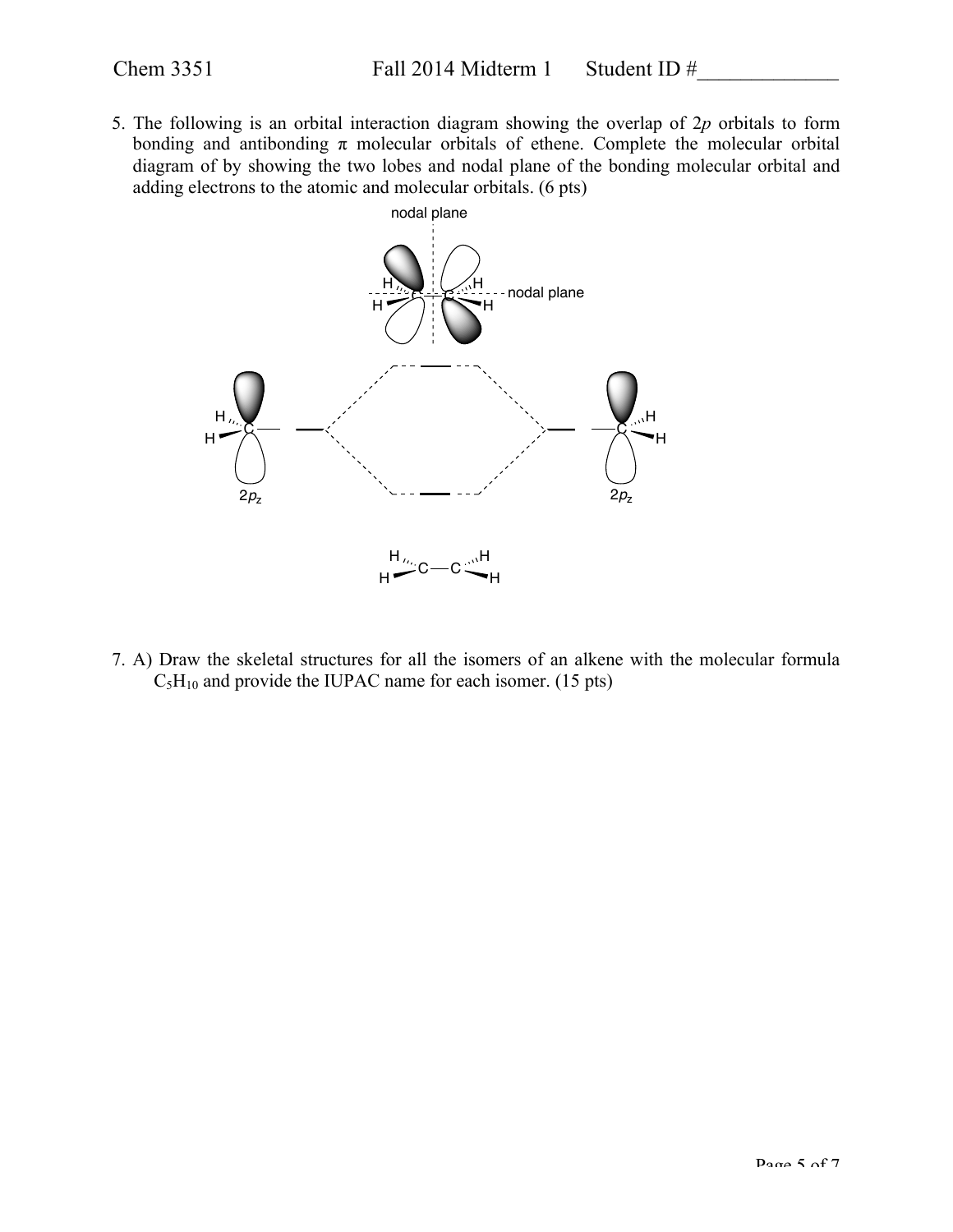5. The following is an orbital interaction diagram showing the overlap of 2*p* orbitals to form bonding and antibonding π molecular orbitals of ethene. Complete the molecular orbital diagram of by showing the two lobes and nodal plane of the bonding molecular orbital and adding electrons to the atomic and molecular orbitals. (6 pts)

7. A) Draw the skeletal structures for all the isomers of an alkene with the molecular formula $C_5H_{10}$ and provide the IUPAC name for each isomer. (15 pts)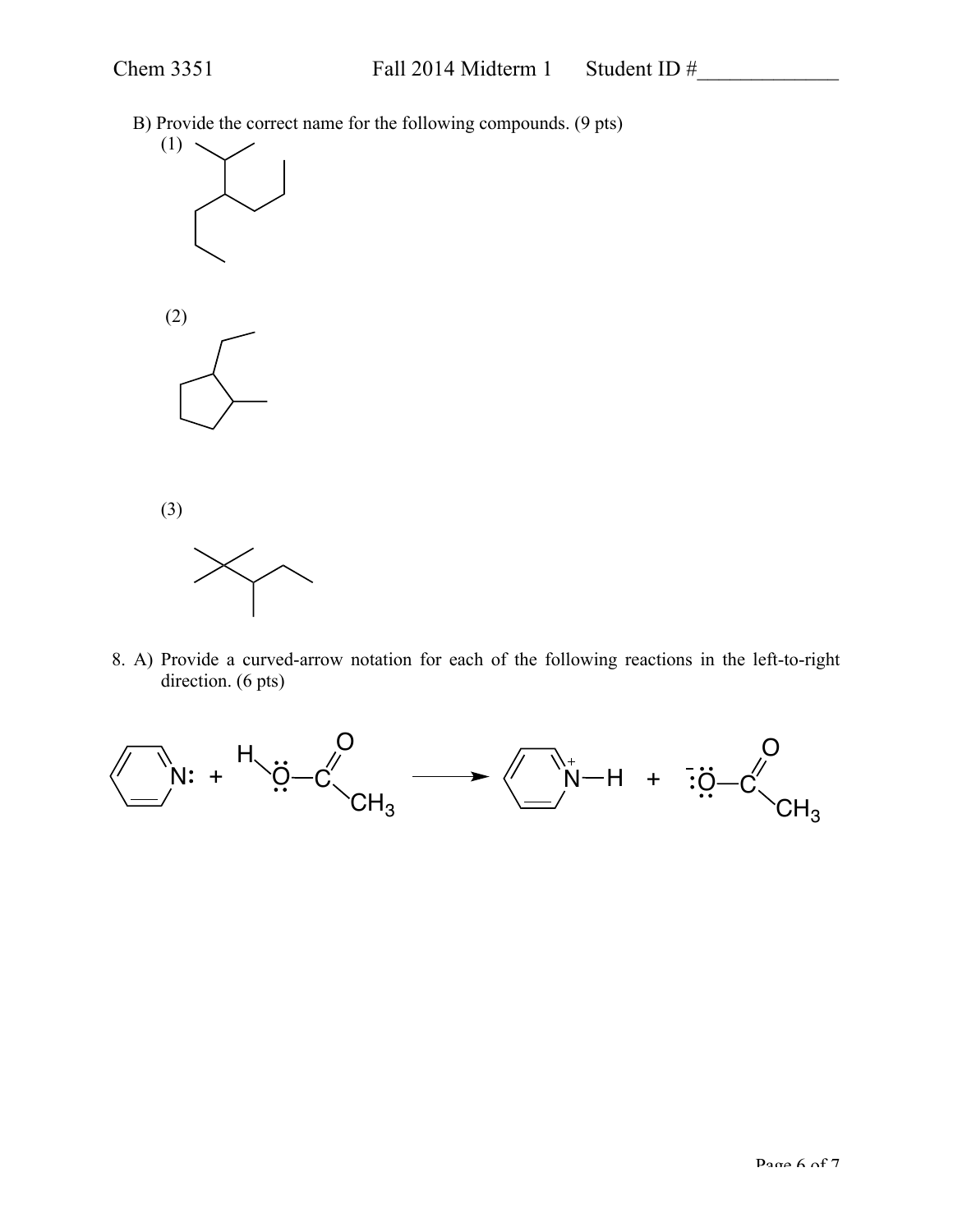B) Provide the correct name for the following compounds. (9 pts)

(1)

(2)

(3)

8. A) Provide a curved-arrow notation for each of the following reactions in the left-to-right direction. (6 pts)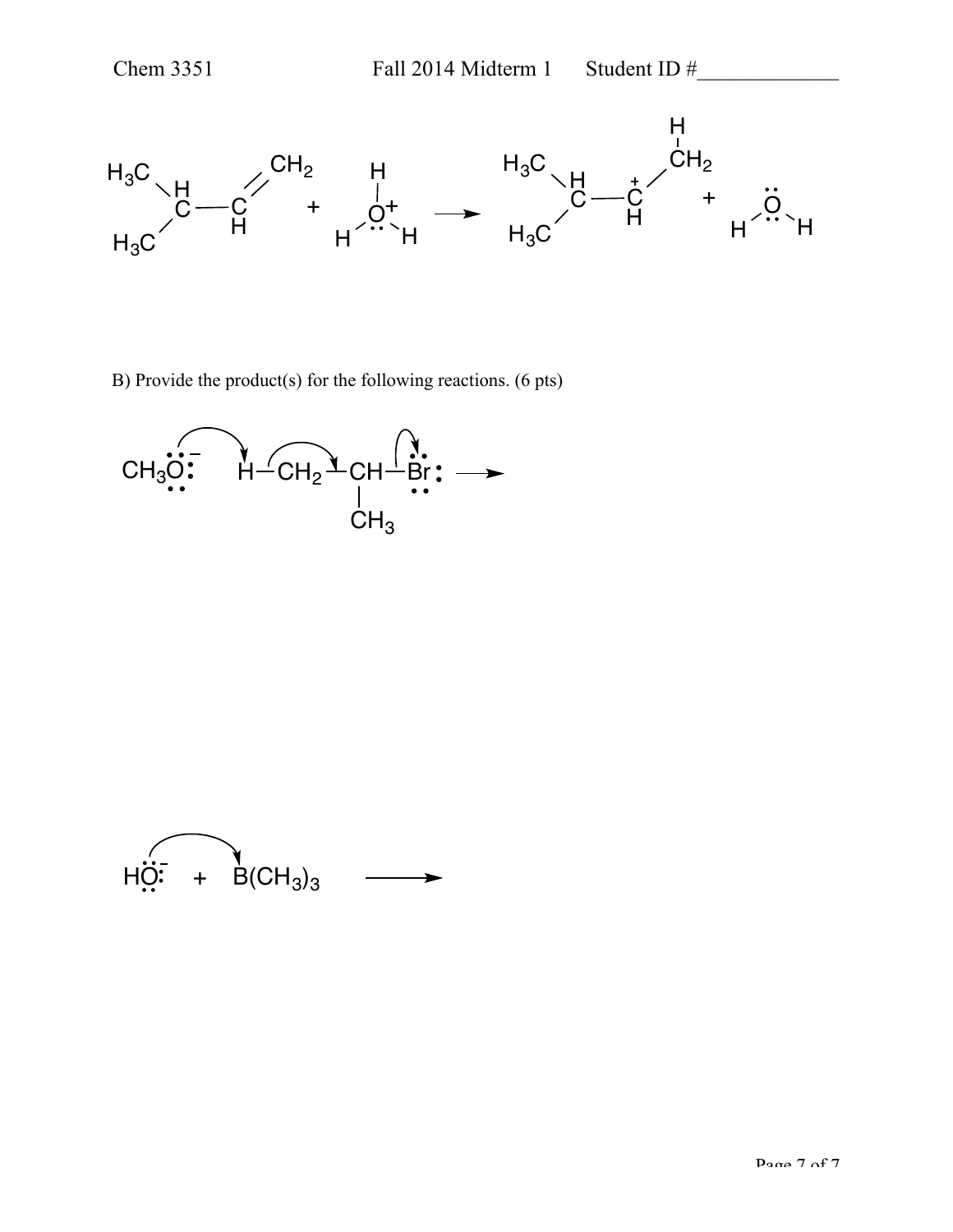$(CH_3)_2CH{-}CH{=}CH_2 + H_3O^+ \longrightarrow (CH_3)_2CH{-}\overset{+}{C}H{-}CH_3 + H_2O$

B) Provide the product(s) for the following reactions. (6 pts)

$CH_3O^- \quad H{-}CH_2{-}CH(CH_3){-}Br \longrightarrow$

$HO^- + B(CH_3)_3 \longrightarrow$